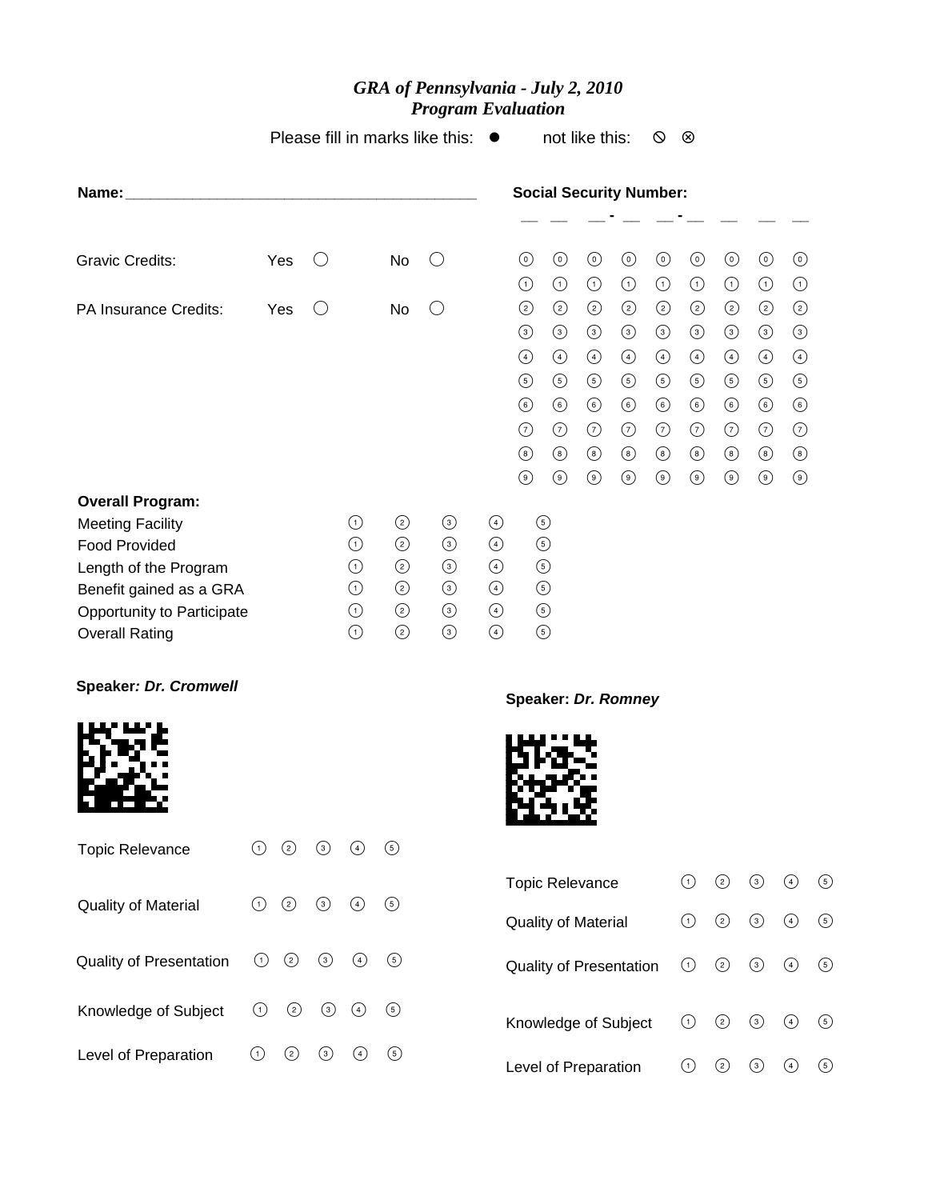# *GRA of Pennsylvania - July 2, 2010*
## *Program Evaluation*

Please fill in marks like this: ● not like this: ⦸ ⊗

**Name:**_________________________________________

**Social Security Number:**

__ __ __ - __ __ - __ __ __ __

| | | | | |
|---|---|---|---|---|
| Gravic Credits: | Yes | ◯ | No | ◯ |
| PA Insurance Credits: | Yes | ◯ | No | ◯ |

| | | | | | | | | |
|---|---|---|---|---|---|---|---|---|
| 0 | 0 | 0 | 0 | 0 | 0 | 0 | 0 | 0 |
| 1 | 1 | 1 | 1 | 1 | 1 | 1 | 1 | 1 |
| 2 | 2 | 2 | 2 | 2 | 2 | 2 | 2 | 2 |
| 3 | 3 | 3 | 3 | 3 | 3 | 3 | 3 | 3 |
| 4 | 4 | 4 | 4 | 4 | 4 | 4 | 4 | 4 |
| 5 | 5 | 5 | 5 | 5 | 5 | 5 | 5 | 5 |
| 6 | 6 | 6 | 6 | 6 | 6 | 6 | 6 | 6 |
| 7 | 7 | 7 | 7 | 7 | 7 | 7 | 7 | 7 |
| 8 | 8 | 8 | 8 | 8 | 8 | 8 | 8 | 8 |
| 9 | 9 | 9 | 9 | 9 | 9 | 9 | 9 | 9 |

**Overall Program:**

| | | | | | |
|---|---|---|---|---|---|
| Meeting Facility | 1 | 2 | 3 | 4 | 5 |
| Food Provided | 1 | 2 | 3 | 4 | 5 |
| Length of the Program | 1 | 2 | 3 | 4 | 5 |
| Benefit gained as a GRA | 1 | 2 | 3 | 4 | 5 |
| Opportunity to Participate | 1 | 2 | 3 | 4 | 5 |
| Overall Rating | 1 | 2 | 3 | 4 | 5 |

**Speaker*: Dr. Cromwell***

| | | | | | |
|---|---|---|---|---|---|
| Topic Relevance | 1 | 2 | 3 | 4 | 5 |
| Quality of Material | 1 | 2 | 3 | 4 | 5 |
| Quality of Presentation | 1 | 2 | 3 | 4 | 5 |
| Knowledge of Subject | 1 | 2 | 3 | 4 | 5 |
| Level of Preparation | 1 | 2 | 3 | 4 | 5 |

**Speaker: *Dr. Romney***

| | | | | | |
|---|---|---|---|---|---|
| Topic Relevance | 1 | 2 | 3 | 4 | 5 |
| Quality of Material | 1 | 2 | 3 | 4 | 5 |
| Quality of Presentation | 1 | 2 | 3 | 4 | 5 |
| Knowledge of Subject | 1 | 2 | 3 | 4 | 5 |
| Level of Preparation | 1 | 2 | 3 | 4 | 5 |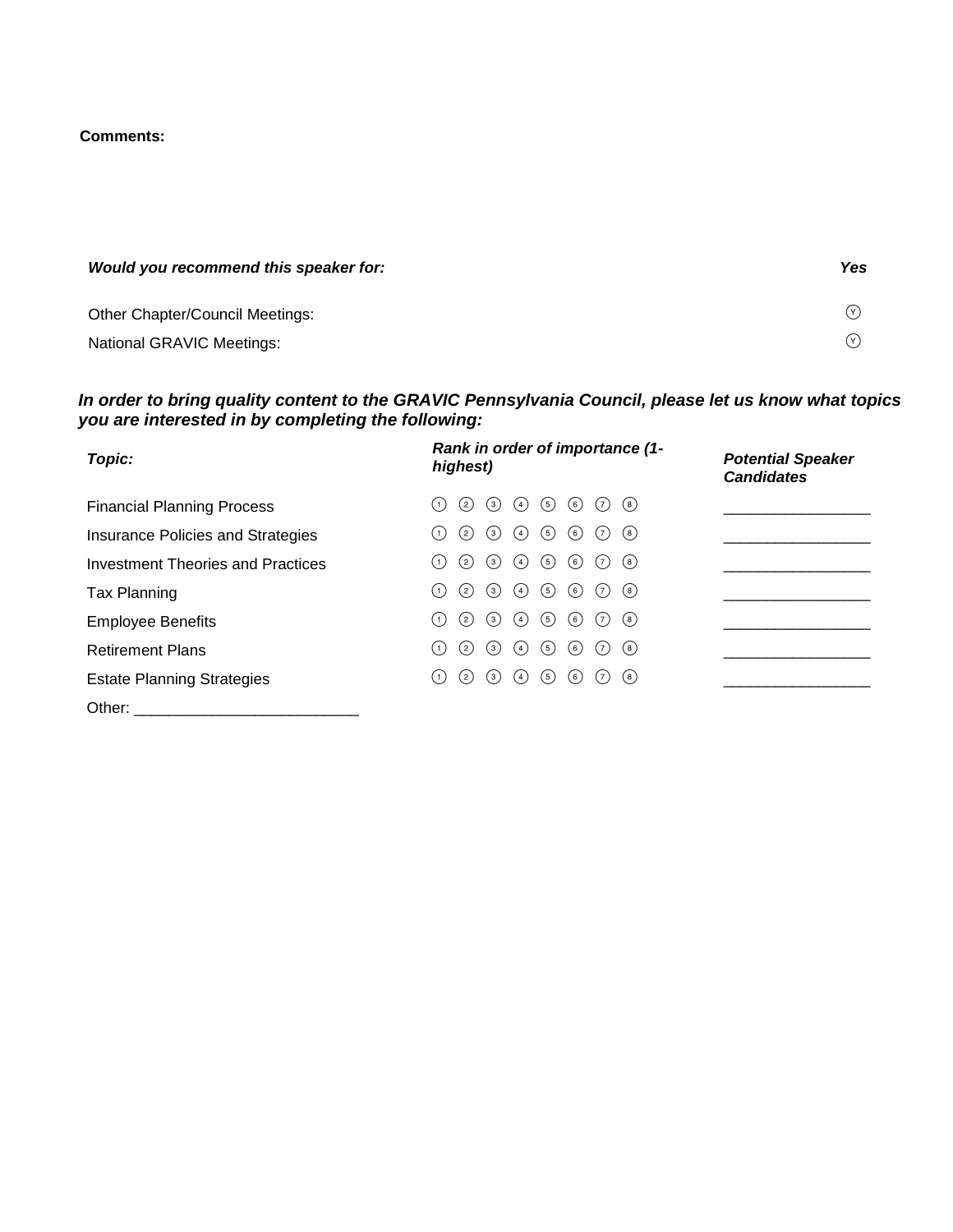**Comments:**

| ***Would you recommend this speaker for:*** | ***Yes*** |
|---|---|
| Other Chapter/Council Meetings: | Ⓨ |
| National GRAVIC Meetings: | Ⓨ |

***In order to bring quality content to the GRAVIC Pennsylvania Council, please let us know what topics you are interested in by completing the following:***

| ***Topic:*** | ***Rank in order of importance (1-highest)*** | ***Potential Speaker Candidates*** |
|---|---|---|
| Financial Planning Process | ① ② ③ ④ ⑤ ⑥ ⑦ ⑧ | _________________ |
| Insurance Policies and Strategies | ① ② ③ ④ ⑤ ⑥ ⑦ ⑧ | _________________ |
| Investment Theories and Practices | ① ② ③ ④ ⑤ ⑥ ⑦ ⑧ | _________________ |
| Tax Planning | ① ② ③ ④ ⑤ ⑥ ⑦ ⑧ | _________________ |
| Employee Benefits | ① ② ③ ④ ⑤ ⑥ ⑦ ⑧ | _________________ |
| Retirement Plans | ① ② ③ ④ ⑤ ⑥ ⑦ ⑧ | _________________ |
| Estate Planning Strategies | ① ② ③ ④ ⑤ ⑥ ⑦ ⑧ | _________________ |
| Other: __________________________ | | |